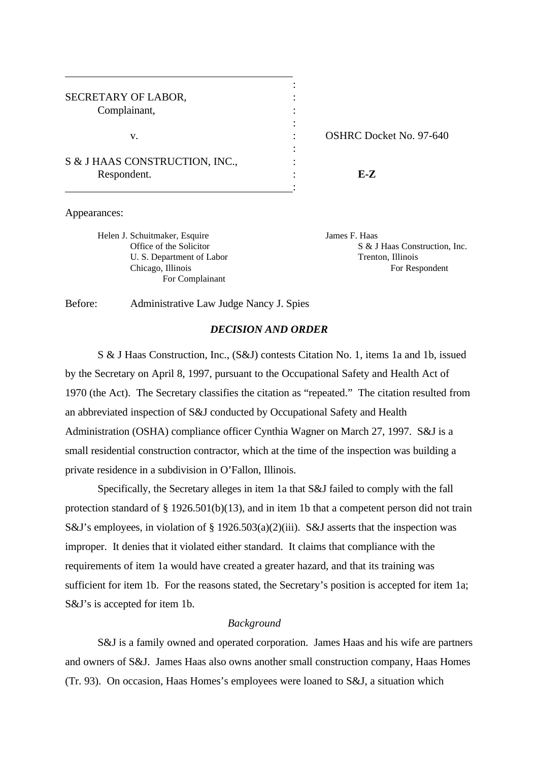SECRETARY OF LABOR,
Complainant,

v.

S & J HAAS CONSTRUCTION, INC.,
Respondent.

OSHRC Docket No. 97-640

**E-Z**

Appearances:

Helen J. Schuitmaker, Esquire
Office of the Solicitor
U. S. Department of Labor
Chicago, Illinois
For Complainant

James F. Haas
S & J Haas Construction, Inc.
Trenton, Illinois
For Respondent

Before: Administrative Law Judge Nancy J. Spies

## *DECISION AND ORDER*

S & J Haas Construction, Inc., (S&J) contests Citation No. 1, items 1a and 1b, issued by the Secretary on April 8, 1997, pursuant to the Occupational Safety and Health Act of 1970 (the Act). The Secretary classifies the citation as "repeated." The citation resulted from an abbreviated inspection of S&J conducted by Occupational Safety and Health Administration (OSHA) compliance officer Cynthia Wagner on March 27, 1997. S&J is a small residential construction contractor, which at the time of the inspection was building a private residence in a subdivision in O'Fallon, Illinois.

Specifically, the Secretary alleges in item 1a that S&J failed to comply with the fall protection standard of § 1926.501(b)(13), and in item 1b that a competent person did not train S&J's employees, in violation of § 1926.503(a)(2)(iii). S&J asserts that the inspection was improper. It denies that it violated either standard. It claims that compliance with the requirements of item 1a would have created a greater hazard, and that its training was sufficient for item 1b. For the reasons stated, the Secretary's position is accepted for item 1a; S&J's is accepted for item 1b.

### *Background*

S&J is a family owned and operated corporation. James Haas and his wife are partners and owners of S&J. James Haas also owns another small construction company, Haas Homes (Tr. 93). On occasion, Haas Homes's employees were loaned to S&J, a situation which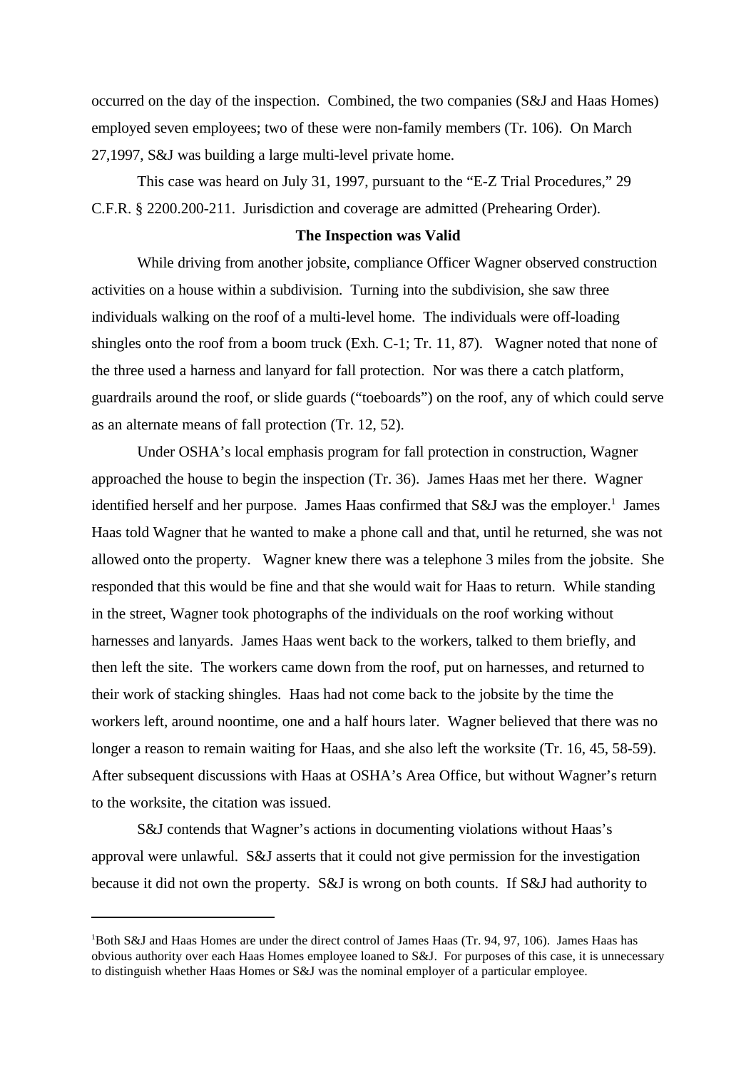occurred on the day of the inspection. Combined, the two companies (S&J and Haas Homes) employed seven employees; two of these were non-family members (Tr. 106). On March 27,1997, S&J was building a large multi-level private home.

This case was heard on July 31, 1997, pursuant to the "E-Z Trial Procedures," 29 C.F.R. § 2200.200-211. Jurisdiction and coverage are admitted (Prehearing Order).

**The Inspection was Valid**

While driving from another jobsite, compliance Officer Wagner observed construction activities on a house within a subdivision. Turning into the subdivision, she saw three individuals walking on the roof of a multi-level home. The individuals were off-loading shingles onto the roof from a boom truck (Exh. C-1; Tr. 11, 87). Wagner noted that none of the three used a harness and lanyard for fall protection. Nor was there a catch platform, guardrails around the roof, or slide guards ("toeboards") on the roof, any of which could serve as an alternate means of fall protection (Tr. 12, 52).

Under OSHA's local emphasis program for fall protection in construction, Wagner approached the house to begin the inspection (Tr. 36). James Haas met her there. Wagner identified herself and her purpose. James Haas confirmed that S&J was the employer.[1] James Haas told Wagner that he wanted to make a phone call and that, until he returned, she was not allowed onto the property. Wagner knew there was a telephone 3 miles from the jobsite. She responded that this would be fine and that she would wait for Haas to return. While standing in the street, Wagner took photographs of the individuals on the roof working without harnesses and lanyards. James Haas went back to the workers, talked to them briefly, and then left the site. The workers came down from the roof, put on harnesses, and returned to their work of stacking shingles. Haas had not come back to the jobsite by the time the workers left, around noontime, one and a half hours later. Wagner believed that there was no longer a reason to remain waiting for Haas, and she also left the worksite (Tr. 16, 45, 58-59). After subsequent discussions with Haas at OSHA's Area Office, but without Wagner's return to the worksite, the citation was issued.

S&J contends that Wagner's actions in documenting violations without Haas's approval were unlawful. S&J asserts that it could not give permission for the investigation because it did not own the property. S&J is wrong on both counts. If S&J had authority to

---

[1]Both S&J and Haas Homes are under the direct control of James Haas (Tr. 94, 97, 106). James Haas has obvious authority over each Haas Homes employee loaned to S&J. For purposes of this case, it is unnecessary to distinguish whether Haas Homes or S&J was the nominal employer of a particular employee.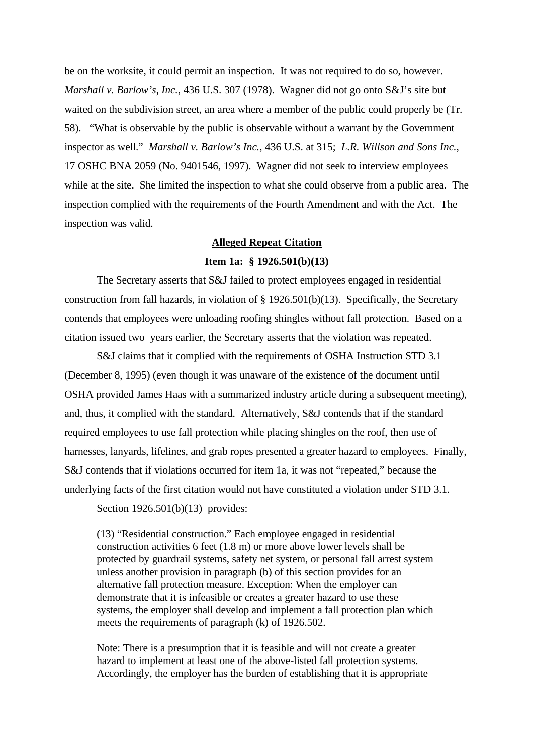be on the worksite, it could permit an inspection. It was not required to do so, however. *Marshall v. Barlow's, Inc.*, 436 U.S. 307 (1978). Wagner did not go onto S&J's site but waited on the subdivision street, an area where a member of the public could properly be (Tr. 58). "What is observable by the public is observable without a warrant by the Government inspector as well." *Marshall v. Barlow's Inc.,* 436 U.S. at 315; *L.R. Willson and Sons Inc.*, 17 OSHC BNA 2059 (No. 9401546, 1997). Wagner did not seek to interview employees while at the site. She limited the inspection to what she could observe from a public area. The inspection complied with the requirements of the Fourth Amendment and with the Act. The inspection was valid.

**<u>Alleged Repeat Citation</u>**

**Item 1a: § 1926.501(b)(13)**

The Secretary asserts that S&J failed to protect employees engaged in residential construction from fall hazards, in violation of § 1926.501(b)(13). Specifically, the Secretary contends that employees were unloading roofing shingles without fall protection. Based on a citation issued two years earlier, the Secretary asserts that the violation was repeated.

S&J claims that it complied with the requirements of OSHA Instruction STD 3.1 (December 8, 1995) (even though it was unaware of the existence of the document until OSHA provided James Haas with a summarized industry article during a subsequent meeting), and, thus, it complied with the standard. Alternatively, S&J contends that if the standard required employees to use fall protection while placing shingles on the roof, then use of harnesses, lanyards, lifelines, and grab ropes presented a greater hazard to employees. Finally, S&J contends that if violations occurred for item 1a, it was not "repeated," because the underlying facts of the first citation would not have constituted a violation under STD 3.1.

Section 1926.501(b)(13) provides:

> (13) "Residential construction." Each employee engaged in residential construction activities 6 feet (1.8 m) or more above lower levels shall be protected by guardrail systems, safety net system, or personal fall arrest system unless another provision in paragraph (b) of this section provides for an alternative fall protection measure. Exception: When the employer can demonstrate that it is infeasible or creates a greater hazard to use these systems, the employer shall develop and implement a fall protection plan which meets the requirements of paragraph (k) of 1926.502.
>
> Note: There is a presumption that it is feasible and will not create a greater hazard to implement at least one of the above-listed fall protection systems. Accordingly, the employer has the burden of establishing that it is appropriate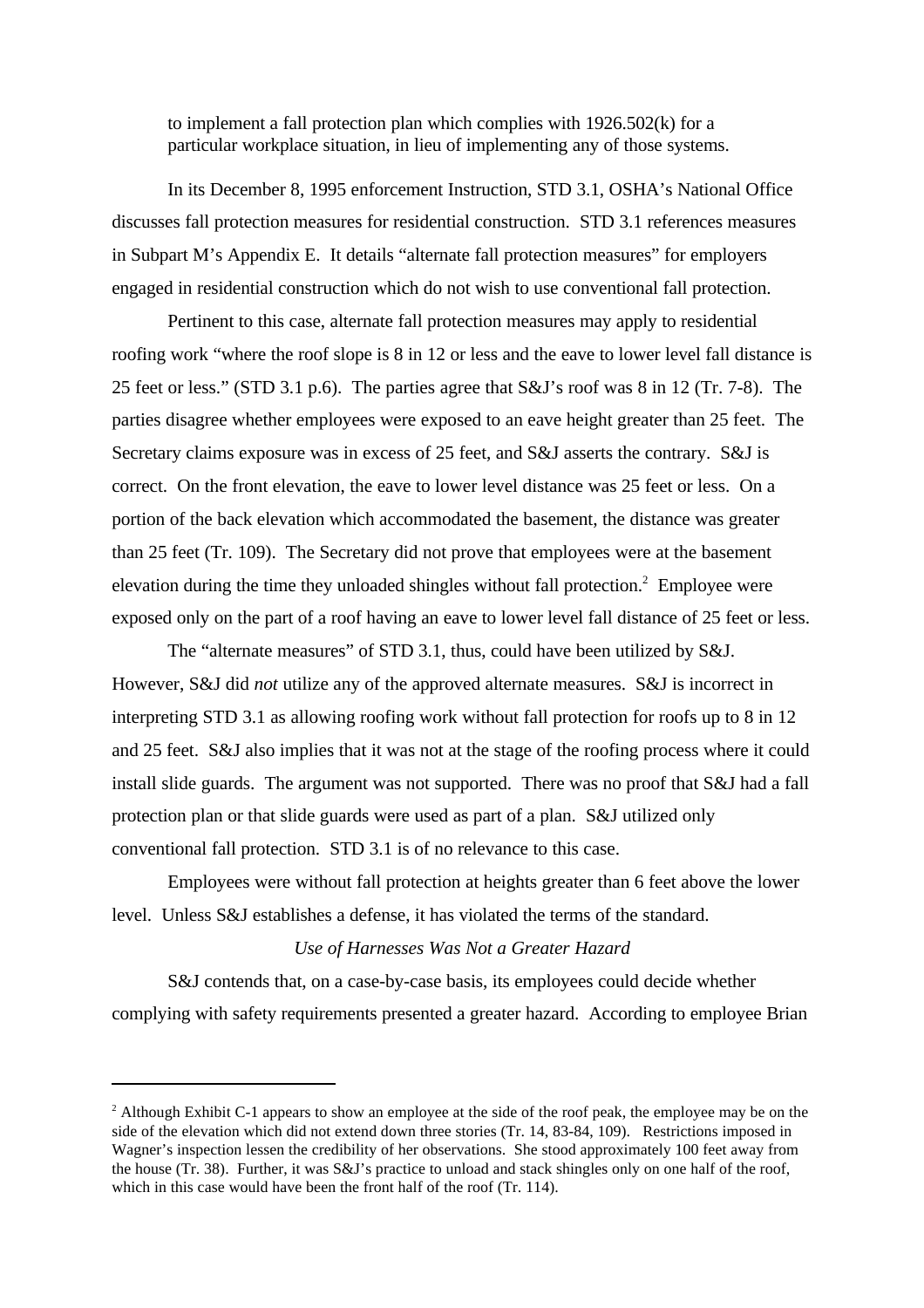to implement a fall protection plan which complies with 1926.502(k) for a particular workplace situation, in lieu of implementing any of those systems.

In its December 8, 1995 enforcement Instruction, STD 3.1, OSHA's National Office discusses fall protection measures for residential construction. STD 3.1 references measures in Subpart M's Appendix E. It details "alternate fall protection measures" for employers engaged in residential construction which do not wish to use conventional fall protection.

Pertinent to this case, alternate fall protection measures may apply to residential roofing work "where the roof slope is 8 in 12 or less and the eave to lower level fall distance is 25 feet or less." (STD 3.1 p.6). The parties agree that S&J's roof was 8 in 12 (Tr. 7-8). The parties disagree whether employees were exposed to an eave height greater than 25 feet. The Secretary claims exposure was in excess of 25 feet, and S&J asserts the contrary. S&J is correct. On the front elevation, the eave to lower level distance was 25 feet or less. On a portion of the back elevation which accommodated the basement, the distance was greater than 25 feet (Tr. 109). The Secretary did not prove that employees were at the basement elevation during the time they unloaded shingles without fall protection.[2] Employee were exposed only on the part of a roof having an eave to lower level fall distance of 25 feet or less.

The "alternate measures" of STD 3.1, thus, could have been utilized by S&J. However, S&J did *not* utilize any of the approved alternate measures. S&J is incorrect in interpreting STD 3.1 as allowing roofing work without fall protection for roofs up to 8 in 12 and 25 feet. S&J also implies that it was not at the stage of the roofing process where it could install slide guards. The argument was not supported. There was no proof that S&J had a fall protection plan or that slide guards were used as part of a plan. S&J utilized only conventional fall protection. STD 3.1 is of no relevance to this case.

Employees were without fall protection at heights greater than 6 feet above the lower level. Unless S&J establishes a defense, it has violated the terms of the standard.

*Use of Harnesses Was Not a Greater Hazard*

S&J contends that, on a case-by-case basis, its employees could decide whether complying with safety requirements presented a greater hazard. According to employee Brian

---

[2] Although Exhibit C-1 appears to show an employee at the side of the roof peak, the employee may be on the side of the elevation which did not extend down three stories (Tr. 14, 83-84, 109). Restrictions imposed in Wagner's inspection lessen the credibility of her observations. She stood approximately 100 feet away from the house (Tr. 38). Further, it was S&J's practice to unload and stack shingles only on one half of the roof, which in this case would have been the front half of the roof (Tr. 114).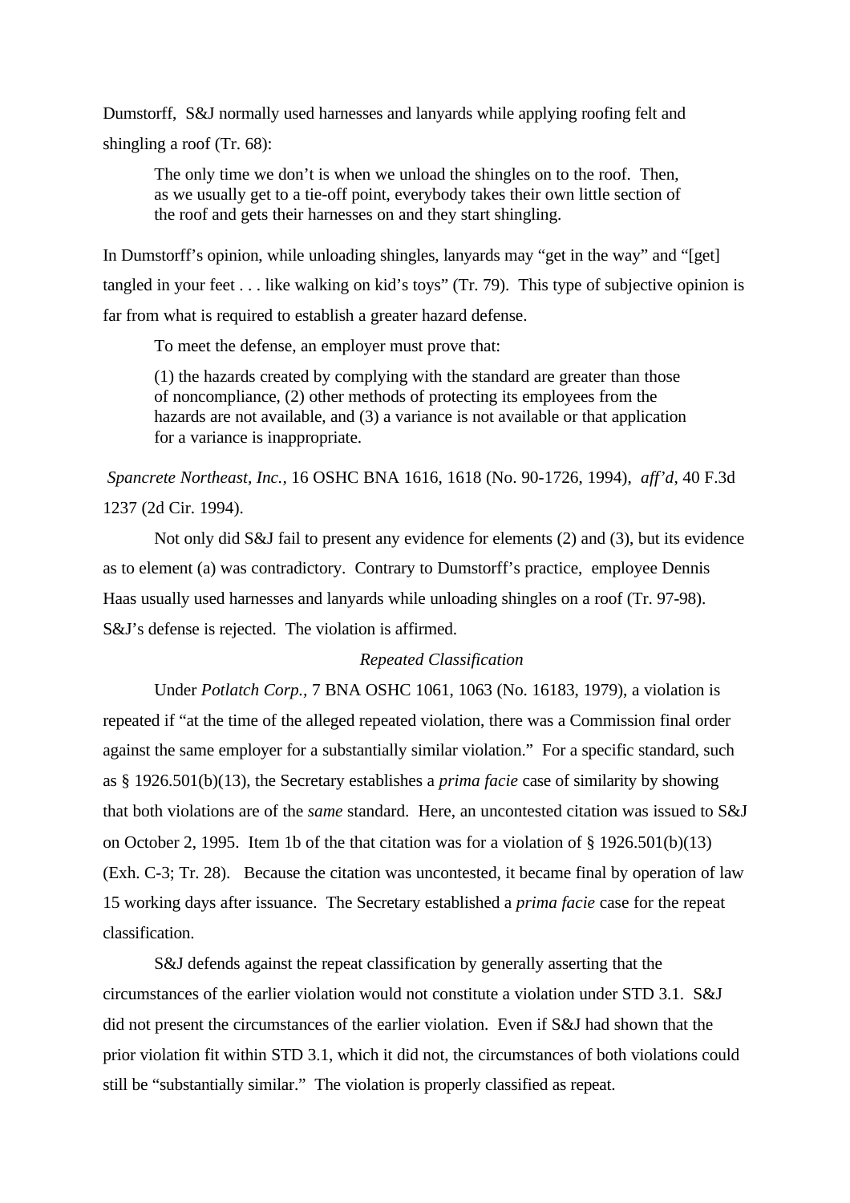Dumstorff, S&J normally used harnesses and lanyards while applying roofing felt and shingling a roof (Tr. 68):

> The only time we don't is when we unload the shingles on to the roof. Then, as we usually get to a tie-off point, everybody takes their own little section of the roof and gets their harnesses on and they start shingling.

In Dumstorff's opinion, while unloading shingles, lanyards may "get in the way" and "[get] tangled in your feet . . . like walking on kid's toys" (Tr. 79). This type of subjective opinion is far from what is required to establish a greater hazard defense.

To meet the defense, an employer must prove that:

> (1) the hazards created by complying with the standard are greater than those of noncompliance, (2) other methods of protecting its employees from the hazards are not available, and (3) a variance is not available or that application for a variance is inappropriate.

*Spancrete Northeast, Inc.*, 16 OSHC BNA 1616, 1618 (No. 90-1726, 1994), *aff'd*, 40 F.3d 1237 (2d Cir. 1994).

Not only did S&J fail to present any evidence for elements (2) and (3), but its evidence as to element (a) was contradictory. Contrary to Dumstorff's practice, employee Dennis Haas usually used harnesses and lanyards while unloading shingles on a roof (Tr. 97-98). S&J's defense is rejected. The violation is affirmed.

*Repeated Classification*

Under *Potlatch Corp.*, 7 BNA OSHC 1061, 1063 (No. 16183, 1979), a violation is repeated if "at the time of the alleged repeated violation, there was a Commission final order against the same employer for a substantially similar violation." For a specific standard, such as § 1926.501(b)(13), the Secretary establishes a *prima facie* case of similarity by showing that both violations are of the *same* standard. Here, an uncontested citation was issued to S&J on October 2, 1995. Item 1b of the that citation was for a violation of § 1926.501(b)(13) (Exh. C-3; Tr. 28). Because the citation was uncontested, it became final by operation of law 15 working days after issuance. The Secretary established a *prima facie* case for the repeat classification.

S&J defends against the repeat classification by generally asserting that the circumstances of the earlier violation would not constitute a violation under STD 3.1. S&J did not present the circumstances of the earlier violation. Even if S&J had shown that the prior violation fit within STD 3.1, which it did not, the circumstances of both violations could still be "substantially similar." The violation is properly classified as repeat.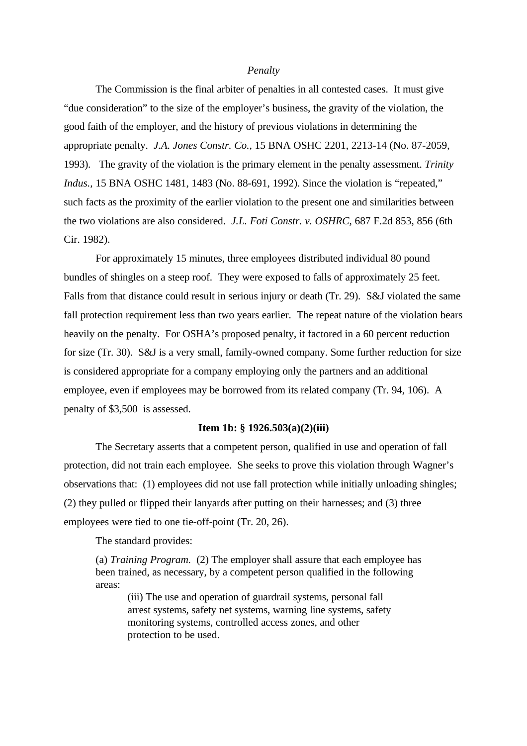*Penalty*

The Commission is the final arbiter of penalties in all contested cases. It must give "due consideration" to the size of the employer's business, the gravity of the violation, the good faith of the employer, and the history of previous violations in determining the appropriate penalty. *J.A. Jones Constr. Co.,* 15 BNA OSHC 2201, 2213-14 (No. 87-2059, 1993). The gravity of the violation is the primary element in the penalty assessment. *Trinity Indus.,* 15 BNA OSHC 1481, 1483 (No. 88-691, 1992). Since the violation is "repeated," such facts as the proximity of the earlier violation to the present one and similarities between the two violations are also considered. *J.L. Foti Constr. v. OSHRC,* 687 F.2d 853, 856 (6th Cir. 1982).

For approximately 15 minutes, three employees distributed individual 80 pound bundles of shingles on a steep roof. They were exposed to falls of approximately 25 feet. Falls from that distance could result in serious injury or death (Tr. 29). S&J violated the same fall protection requirement less than two years earlier. The repeat nature of the violation bears heavily on the penalty. For OSHA's proposed penalty, it factored in a 60 percent reduction for size (Tr. 30). S&J is a very small, family-owned company. Some further reduction for size is considered appropriate for a company employing only the partners and an additional employee, even if employees may be borrowed from its related company (Tr. 94, 106). A penalty of $3,500 is assessed.

**Item 1b: § 1926.503(a)(2)(iii)**

The Secretary asserts that a competent person, qualified in use and operation of fall protection, did not train each employee. She seeks to prove this violation through Wagner's observations that: (1) employees did not use fall protection while initially unloading shingles; (2) they pulled or flipped their lanyards after putting on their harnesses; and (3) three employees were tied to one tie-off-point (Tr. 20, 26).

The standard provides:

> (a) *Training Program.* (2) The employer shall assure that each employee has been trained, as necessary, by a competent person qualified in the following areas:
>
> > (iii) The use and operation of guardrail systems, personal fall arrest systems, safety net systems, warning line systems, safety monitoring systems, controlled access zones, and other protection to be used.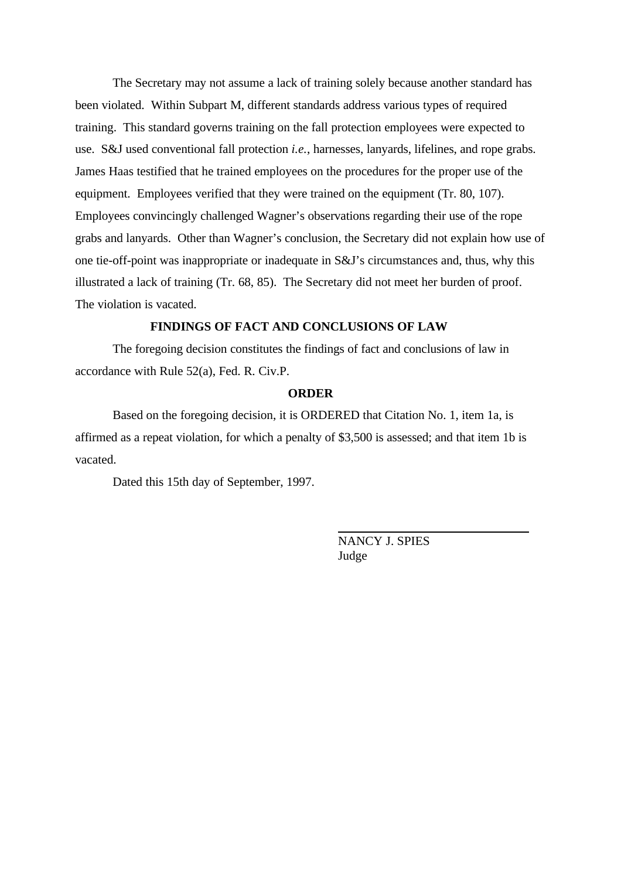The Secretary may not assume a lack of training solely because another standard has been violated. Within Subpart M, different standards address various types of required training. This standard governs training on the fall protection employees were expected to use. S&J used conventional fall protection *i.e.*, harnesses, lanyards, lifelines, and rope grabs. James Haas testified that he trained employees on the procedures for the proper use of the equipment. Employees verified that they were trained on the equipment (Tr. 80, 107). Employees convincingly challenged Wagner's observations regarding their use of the rope grabs and lanyards. Other than Wagner's conclusion, the Secretary did not explain how use of one tie-off-point was inappropriate or inadequate in S&J's circumstances and, thus, why this illustrated a lack of training (Tr. 68, 85). The Secretary did not meet her burden of proof. The violation is vacated.

**FINDINGS OF FACT AND CONCLUSIONS OF LAW**

The foregoing decision constitutes the findings of fact and conclusions of law in accordance with Rule 52(a), Fed. R. Civ.P.

**ORDER**

Based on the foregoing decision, it is ORDERED that Citation No. 1, item 1a, is affirmed as a repeat violation, for which a penalty of $3,500 is assessed; and that item 1b is vacated.

Dated this 15th day of September, 1997.

NANCY J. SPIES
Judge